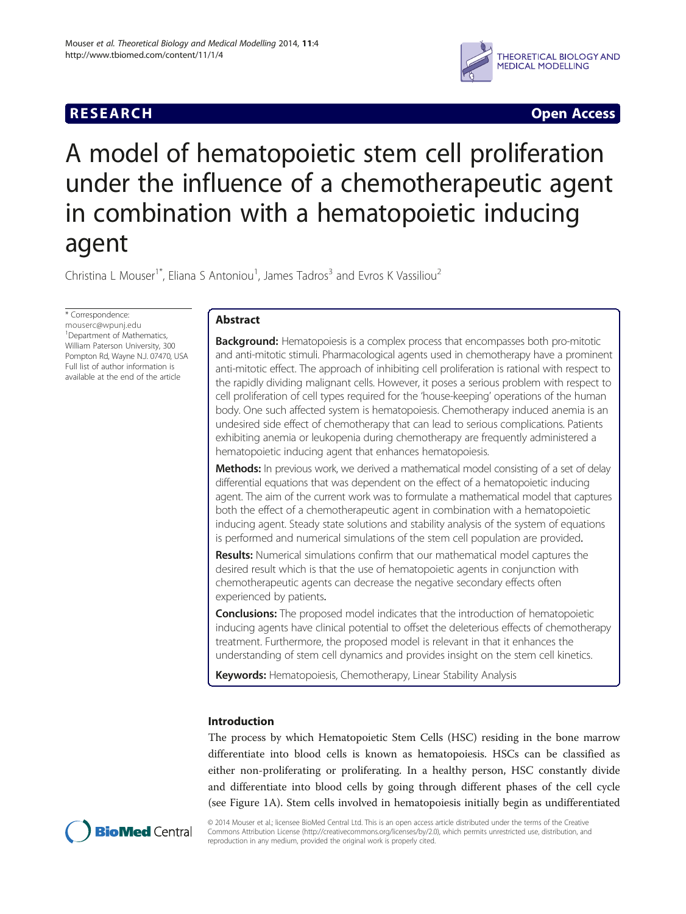**RESEARCH** **Open Access**

# A model of hematopoietic stem cell proliferation under the influence of a chemotherapeutic agent in combination with a hematopoietic inducing agent

Christina L Mouser[1*], Eliana S Antoniou[1], James Tadros[3] and Evros K Vassiliou[2]

\* Correspondence: mouserc@wpunj.edu
[1]Department of Mathematics, William Paterson University, 300 Pompton Rd, Wayne NJ. 07470, USA
Full list of author information is available at the end of the article

## Abstract

**Background:** Hematopoiesis is a complex process that encompasses both pro-mitotic and anti-mitotic stimuli. Pharmacological agents used in chemotherapy have a prominent anti-mitotic effect. The approach of inhibiting cell proliferation is rational with respect to the rapidly dividing malignant cells. However, it poses a serious problem with respect to cell proliferation of cell types required for the 'house-keeping' operations of the human body. One such affected system is hematopoiesis. Chemotherapy induced anemia is an undesired side effect of chemotherapy that can lead to serious complications. Patients exhibiting anemia or leukopenia during chemotherapy are frequently administered a hematopoietic inducing agent that enhances hematopoiesis.

**Methods:** In previous work, we derived a mathematical model consisting of a set of delay differential equations that was dependent on the effect of a hematopoietic inducing agent. The aim of the current work was to formulate a mathematical model that captures both the effect of a chemotherapeutic agent in combination with a hematopoietic inducing agent. Steady state solutions and stability analysis of the system of equations is performed and numerical simulations of the stem cell population are provided.

**Results:** Numerical simulations confirm that our mathematical model captures the desired result which is that the use of hematopoietic agents in conjunction with chemotherapeutic agents can decrease the negative secondary effects often experienced by patients.

**Conclusions:** The proposed model indicates that the introduction of hematopoietic inducing agents have clinical potential to offset the deleterious effects of chemotherapy treatment. Furthermore, the proposed model is relevant in that it enhances the understanding of stem cell dynamics and provides insight on the stem cell kinetics.

**Keywords:** Hematopoiesis, Chemotherapy, Linear Stability Analysis

## Introduction

The process by which Hematopoietic Stem Cells (HSC) residing in the bone marrow differentiate into blood cells is known as hematopoiesis. HSCs can be classified as either non-proliferating or proliferating. In a healthy person, HSC constantly divide and differentiate into blood cells by going through different phases of the cell cycle (see Figure 1A). Stem cells involved in hematopoiesis initially begin as undifferentiated

© 2014 Mouser et al.; licensee BioMed Central Ltd. This is an open access article distributed under the terms of the Creative Commons Attribution License (http://creativecommons.org/licenses/by/2.0), which permits unrestricted use, distribution, and reproduction in any medium, provided the original work is properly cited.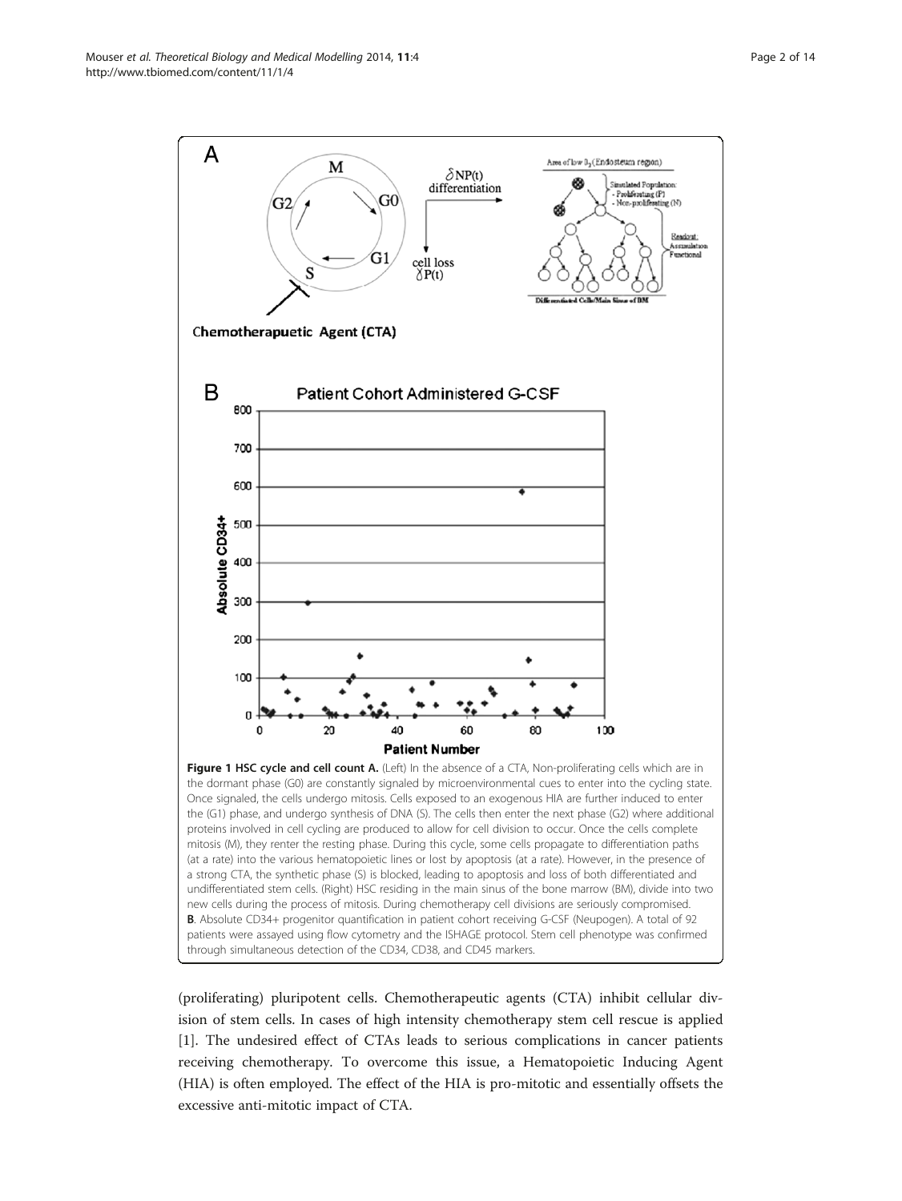**Figure 1 HSC cycle and cell count A.** (Left) In the absence of a CTA, Non-proliferating cells which are in the dormant phase (G0) are constantly signaled by microenvironmental cues to enter into the cycling state. Once signaled, the cells undergo mitosis. Cells exposed to an exogenous HIA are further induced to enter the (G1) phase, and undergo synthesis of DNA (S). The cells then enter the next phase (G2) where additional proteins involved in cell cycling are produced to allow for cell division to occur. Once the cells complete mitosis (M), they renter the resting phase. During this cycle, some cells propagate to differentiation paths (at a rate) into the various hematopoietic lines or lost by apoptosis (at a rate). However, in the presence of a strong CTA, the synthetic phase (S) is blocked, leading to apoptosis and loss of both differentiated and undifferentiated stem cells. (Right) HSC residing in the main sinus of the bone marrow (BM), divide into two new cells during the process of mitosis. During chemotherapy cell divisions are seriously compromised. **B**. Absolute CD34+ progenitor quantification in patient cohort receiving G-CSF (Neupogen). A total of 92 patients were assayed using flow cytometry and the ISHAGE protocol. Stem cell phenotype was confirmed through simultaneous detection of the CD34, CD38, and CD45 markers.

(proliferating) pluripotent cells. Chemotherapeutic agents (CTA) inhibit cellular division of stem cells. In cases of high intensity chemotherapy stem cell rescue is applied [1]. The undesired effect of CTAs leads to serious complications in cancer patients receiving chemotherapy. To overcome this issue, a Hematopoietic Inducing Agent (HIA) is often employed. The effect of the HIA is pro-mitotic and essentially offsets the excessive anti-mitotic impact of CTA.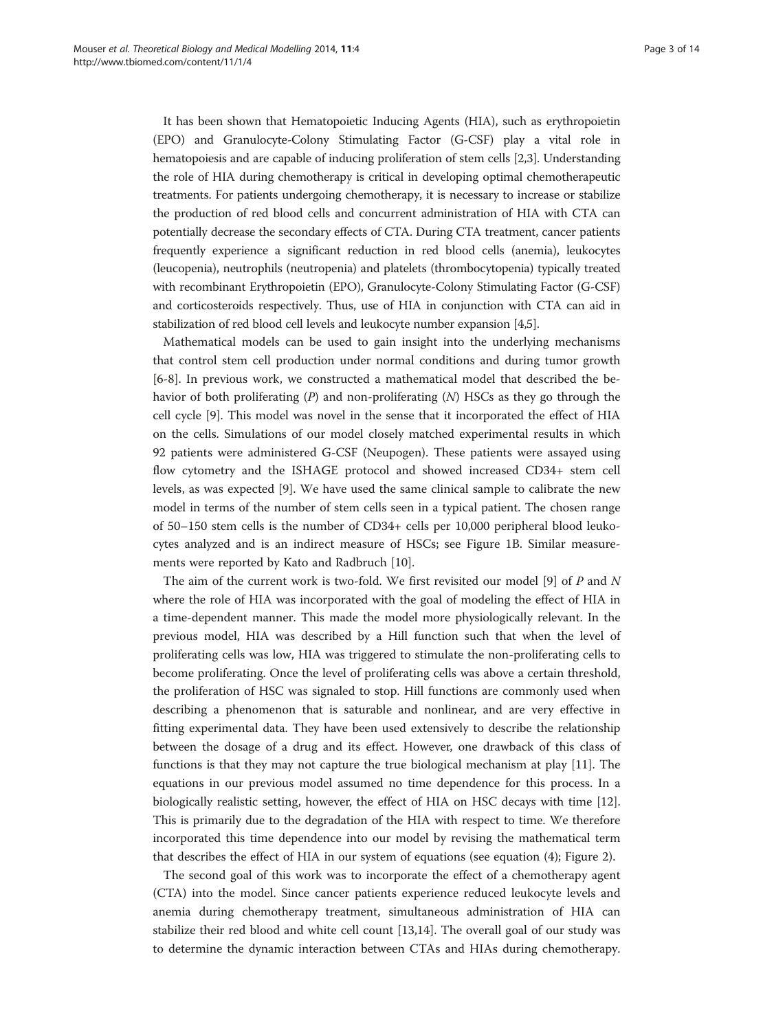It has been shown that Hematopoietic Inducing Agents (HIA), such as erythropoietin (EPO) and Granulocyte-Colony Stimulating Factor (G-CSF) play a vital role in hematopoiesis and are capable of inducing proliferation of stem cells [2,3]. Understanding the role of HIA during chemotherapy is critical in developing optimal chemotherapeutic treatments. For patients undergoing chemotherapy, it is necessary to increase or stabilize the production of red blood cells and concurrent administration of HIA with CTA can potentially decrease the secondary effects of CTA. During CTA treatment, cancer patients frequently experience a significant reduction in red blood cells (anemia), leukocytes (leucopenia), neutrophils (neutropenia) and platelets (thrombocytopenia) typically treated with recombinant Erythropoietin (EPO), Granulocyte-Colony Stimulating Factor (G-CSF) and corticosteroids respectively. Thus, use of HIA in conjunction with CTA can aid in stabilization of red blood cell levels and leukocyte number expansion [4,5].

Mathematical models can be used to gain insight into the underlying mechanisms that control stem cell production under normal conditions and during tumor growth [6-8]. In previous work, we constructed a mathematical model that described the behavior of both proliferating ($P$) and non-proliferating ($N$) HSCs as they go through the cell cycle [9]. This model was novel in the sense that it incorporated the effect of HIA on the cells. Simulations of our model closely matched experimental results in which 92 patients were administered G-CSF (Neupogen). These patients were assayed using flow cytometry and the ISHAGE protocol and showed increased CD34+ stem cell levels, as was expected [9]. We have used the same clinical sample to calibrate the new model in terms of the number of stem cells seen in a typical patient. The chosen range of 50–150 stem cells is the number of CD34+ cells per 10,000 peripheral blood leukocytes analyzed and is an indirect measure of HSCs; see Figure 1B. Similar measurements were reported by Kato and Radbruch [10].

The aim of the current work is two-fold. We first revisited our model [9] of $P$ and $N$ where the role of HIA was incorporated with the goal of modeling the effect of HIA in a time-dependent manner. This made the model more physiologically relevant. In the previous model, HIA was described by a Hill function such that when the level of proliferating cells was low, HIA was triggered to stimulate the non-proliferating cells to become proliferating. Once the level of proliferating cells was above a certain threshold, the proliferation of HSC was signaled to stop. Hill functions are commonly used when describing a phenomenon that is saturable and nonlinear, and are very effective in fitting experimental data. They have been used extensively to describe the relationship between the dosage of a drug and its effect. However, one drawback of this class of functions is that they may not capture the true biological mechanism at play [11]. The equations in our previous model assumed no time dependence for this process. In a biologically realistic setting, however, the effect of HIA on HSC decays with time [12]. This is primarily due to the degradation of the HIA with respect to time. We therefore incorporated this time dependence into our model by revising the mathematical term that describes the effect of HIA in our system of equations (see equation (4); Figure 2).

The second goal of this work was to incorporate the effect of a chemotherapy agent (CTA) into the model. Since cancer patients experience reduced leukocyte levels and anemia during chemotherapy treatment, simultaneous administration of HIA can stabilize their red blood and white cell count [13,14]. The overall goal of our study was to determine the dynamic interaction between CTAs and HIAs during chemotherapy.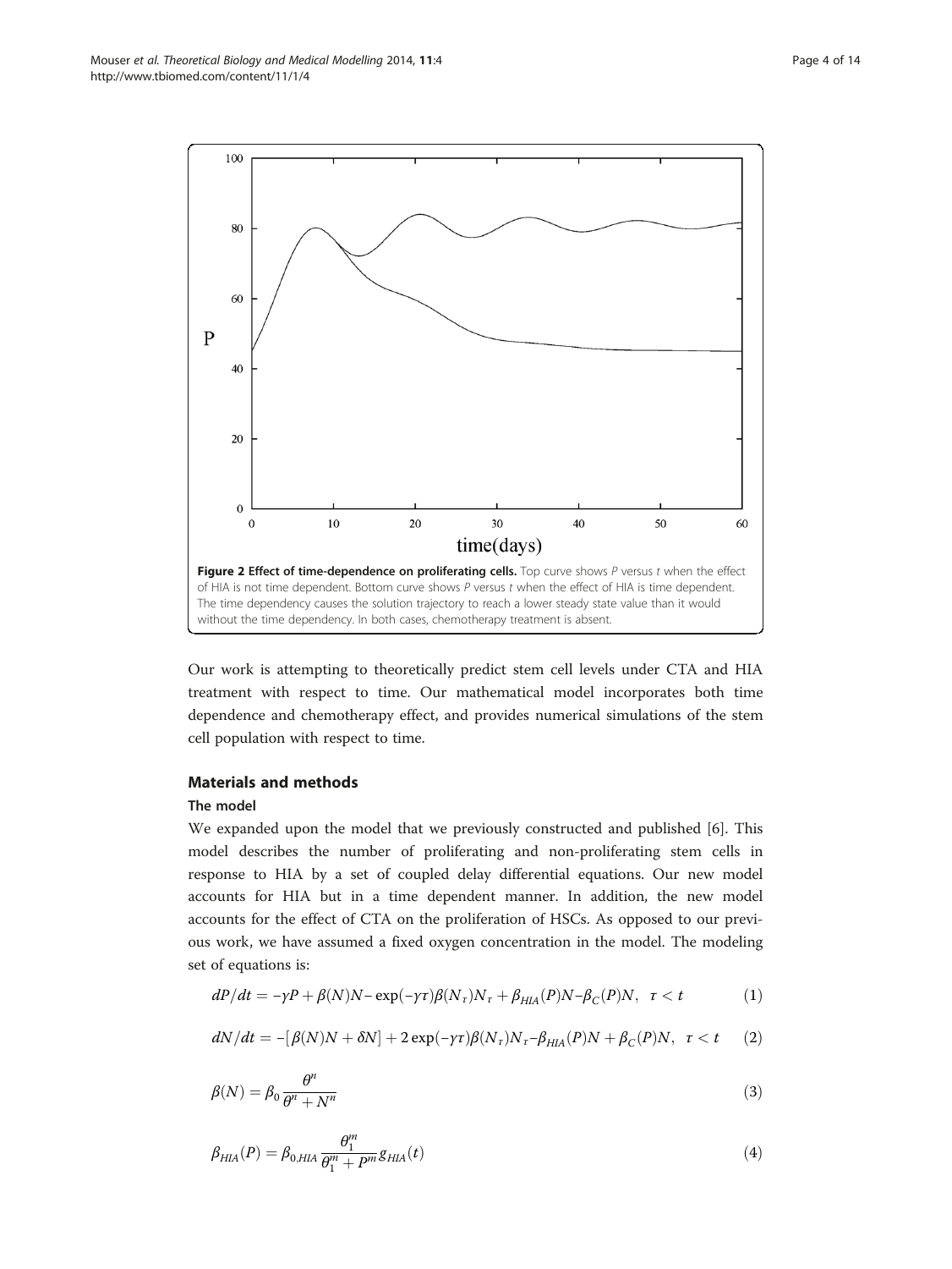**Figure 2 Effect of time-dependence on proliferating cells.** Top curve shows $P$ versus $t$ when the effect of HIA is not time dependent. Bottom curve shows $P$ versus $t$ when the effect of HIA is time dependent. The time dependency causes the solution trajectory to reach a lower steady state value than it would without the time dependency. In both cases, chemotherapy treatment is absent.

Our work is attempting to theoretically predict stem cell levels under CTA and HIA treatment with respect to time. Our mathematical model incorporates both time dependence and chemotherapy effect, and provides numerical simulations of the stem cell population with respect to time.

## Materials and methods

### The model

We expanded upon the model that we previously constructed and published [6]. This model describes the number of proliferating and non-proliferating stem cells in response to HIA by a set of coupled delay differential equations. Our new model accounts for HIA but in a time dependent manner. In addition, the new model accounts for the effect of CTA on the proliferation of HSCs. As opposed to our previous work, we have assumed a fixed oxygen concentration in the model. The modeling set of equations is:

$$dP/dt = -\gamma P + \beta(N)N - \exp(-\gamma\tau)\beta(N_\tau)N_\tau + \beta_{HIA}(P)N - \beta_C(P)N, \quad \tau < t \tag{1}$$

$$dN/dt = -[\beta(N)N + \delta N] + 2\exp(-\gamma\tau)\beta(N_\tau)N_\tau - \beta_{HIA}(P)N + \beta_C(P)N, \quad \tau < t \tag{2}$$

$$\beta(N) = \beta_0 \frac{\theta^n}{\theta^n + N^n} \tag{3}$$

$$\beta_{HIA}(P) = \beta_{0,HIA} \frac{\theta_1^m}{\theta_1^m + P^m} g_{HIA}(t) \tag{4}$$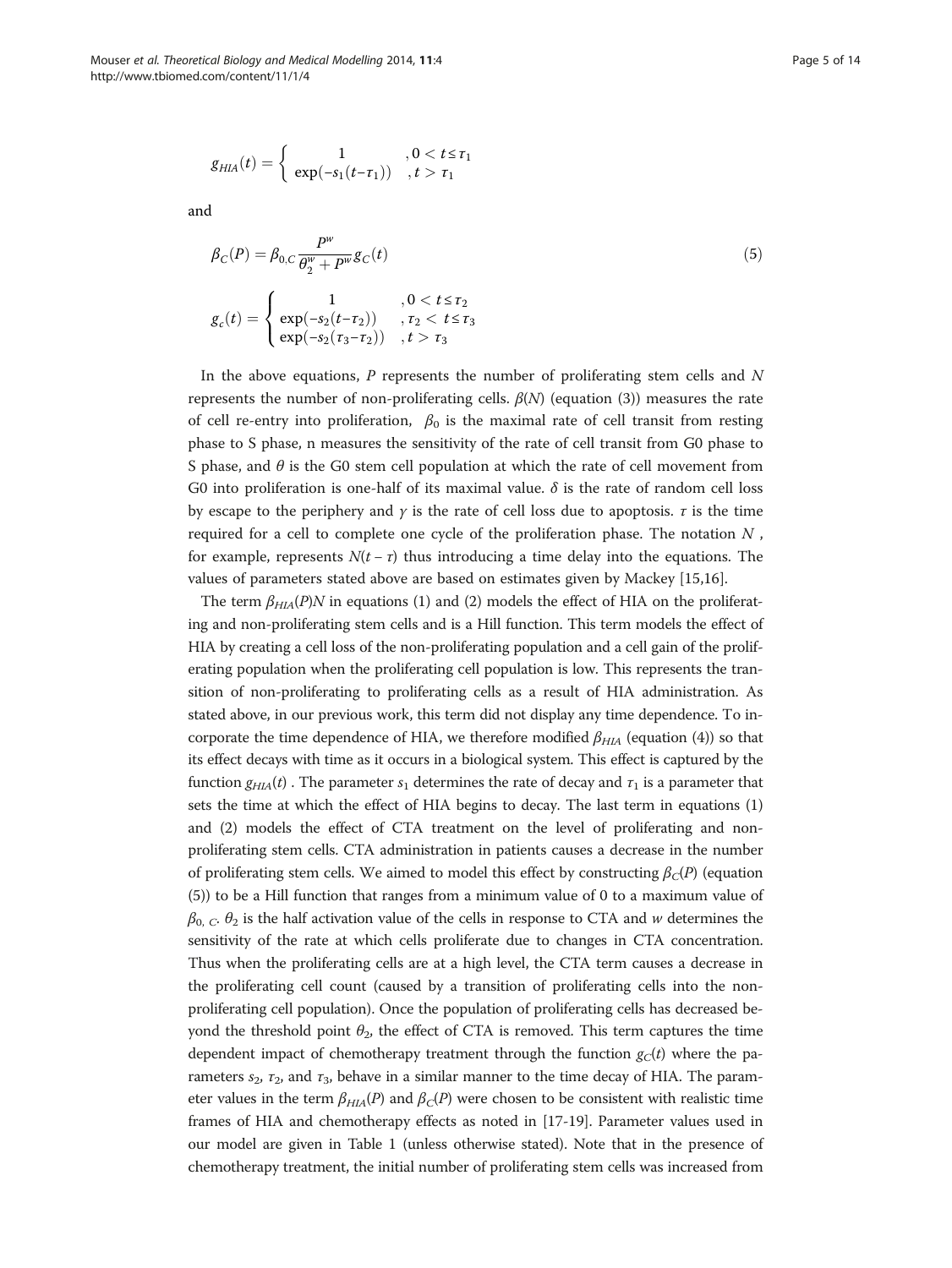$$g_{HIA}(t) = \begin{cases} 1 & , 0 < t \leq \tau_1 \\ \exp(-s_1(t-\tau_1)) & , t > \tau_1 \end{cases}$$

and

$$\beta_C(P) = \beta_{0,C} \frac{P^w}{\theta_2^w + P^w} g_C(t) \tag{5}$$

$$g_c(t) = \begin{cases} 1 & , 0 < t \leq \tau_2 \\ \exp(-s_2(t-\tau_2)) & , \tau_2 < t \leq \tau_3 \\ \exp(-s_2(\tau_3-\tau_2)) & , t > \tau_3 \end{cases}$$

In the above equations, $P$ represents the number of proliferating stem cells and $N$ represents the number of non-proliferating cells. $\beta(N)$ (equation (3)) measures the rate of cell re-entry into proliferation, $\beta_0$ is the maximal rate of cell transit from resting phase to S phase, n measures the sensitivity of the rate of cell transit from G0 phase to S phase, and $\theta$ is the G0 stem cell population at which the rate of cell movement from G0 into proliferation is one-half of its maximal value. $\delta$ is the rate of random cell loss by escape to the periphery and $\gamma$ is the rate of cell loss due to apoptosis. $\tau$ is the time required for a cell to complete one cycle of the proliferation phase. The notation $N$ , for example, represents $N(t - \tau)$ thus introducing a time delay into the equations. The values of parameters stated above are based on estimates given by Mackey [15,16].

The term $\beta_{HIA}(P)N$ in equations (1) and (2) models the effect of HIA on the proliferating and non-proliferating stem cells and is a Hill function. This term models the effect of HIA by creating a cell loss of the non-proliferating population and a cell gain of the proliferating population when the proliferating cell population is low. This represents the transition of non-proliferating to proliferating cells as a result of HIA administration. As stated above, in our previous work, this term did not display any time dependence. To incorporate the time dependence of HIA, we therefore modified $\beta_{HIA}$ (equation (4)) so that its effect decays with time as it occurs in a biological system. This effect is captured by the function $g_{HIA}(t)$ . The parameter $s_1$ determines the rate of decay and $\tau_1$ is a parameter that sets the time at which the effect of HIA begins to decay. The last term in equations (1) and (2) models the effect of CTA treatment on the level of proliferating and non-proliferating stem cells. CTA administration in patients causes a decrease in the number of proliferating stem cells. We aimed to model this effect by constructing $\beta_C(P)$ (equation (5)) to be a Hill function that ranges from a minimum value of 0 to a maximum value of $\beta_{0,\ C}$. $\theta_2$ is the half activation value of the cells in response to CTA and $w$ determines the sensitivity of the rate at which cells proliferate due to changes in CTA concentration. Thus when the proliferating cells are at a high level, the CTA term causes a decrease in the proliferating cell count (caused by a transition of proliferating cells into the non-proliferating cell population). Once the population of proliferating cells has decreased beyond the threshold point $\theta_2$, the effect of CTA is removed. This term captures the time dependent impact of chemotherapy treatment through the function $g_C(t)$ where the parameters $s_2$, $\tau_2$, and $\tau_3$, behave in a similar manner to the time decay of HIA. The parameter values in the term $\beta_{HIA}(P)$ and $\beta_C(P)$ were chosen to be consistent with realistic time frames of HIA and chemotherapy effects as noted in [17-19]. Parameter values used in our model are given in Table 1 (unless otherwise stated). Note that in the presence of chemotherapy treatment, the initial number of proliferating stem cells was increased from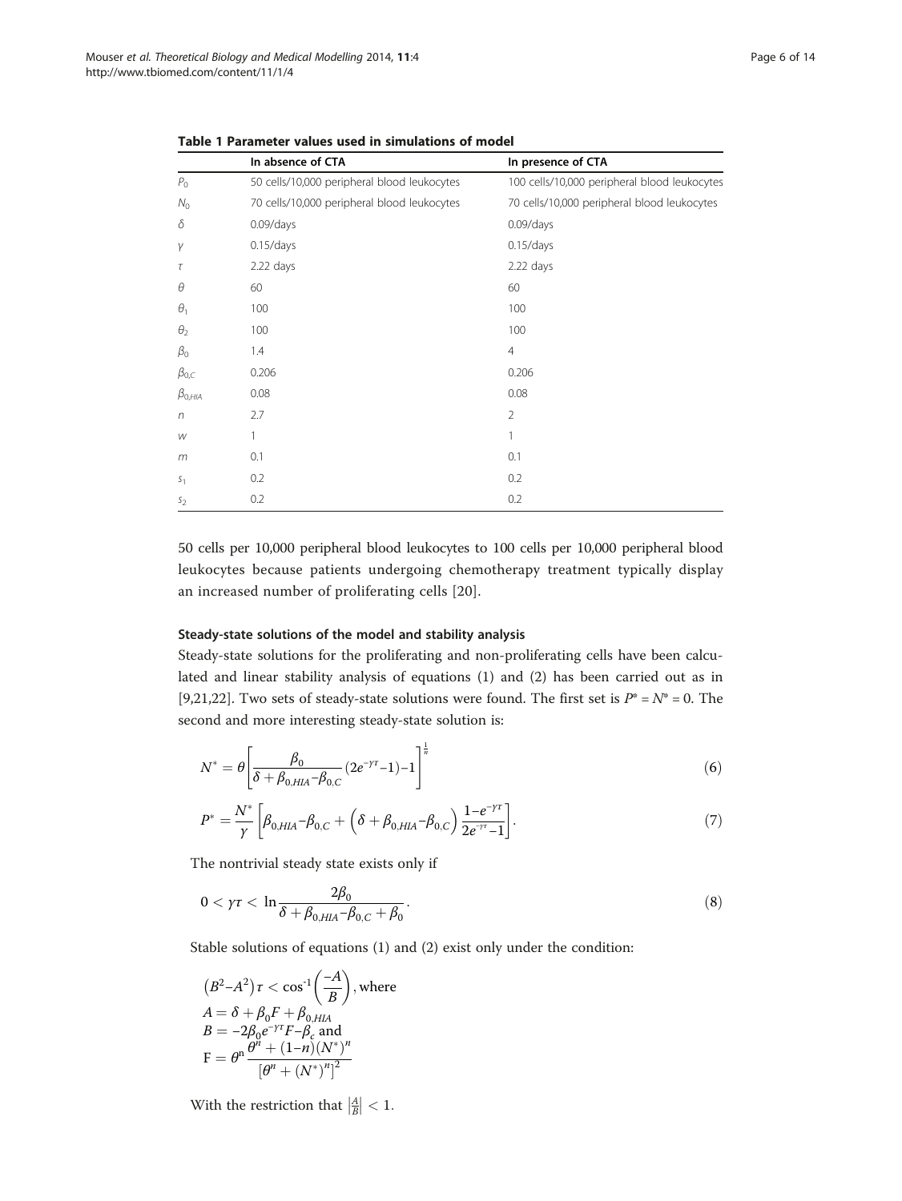**Table 1 Parameter values used in simulations of model**

| | In absence of CTA | In presence of CTA |
|---|---|---|
| $P_0$ | 50 cells/10,000 peripheral blood leukocytes | 100 cells/10,000 peripheral blood leukocytes |
| $N_0$ | 70 cells/10,000 peripheral blood leukocytes | 70 cells/10,000 peripheral blood leukocytes |
| $\delta$ | 0.09/days | 0.09/days |
| $\gamma$ | 0.15/days | 0.15/days |
| $\tau$ | 2.22 days | 2.22 days |
| $\theta$ | 60 | 60 |
| $\theta_1$ | 100 | 100 |
| $\theta_2$ | 100 | 100 |
| $\beta_0$ | 1.4 | 4 |
| $\beta_{0,C}$ | 0.206 | 0.206 |
| $\beta_{0,HIA}$ | 0.08 | 0.08 |
| $n$ | 2.7 | 2 |
| $w$ | 1 | 1 |
| $m$ | 0.1 | 0.1 |
| $s_1$ | 0.2 | 0.2 |
| $s_2$ | 0.2 | 0.2 |

50 cells per 10,000 peripheral blood leukocytes to 100 cells per 10,000 peripheral blood leukocytes because patients undergoing chemotherapy treatment typically display an increased number of proliferating cells [20].

#### Steady-state solutions of the model and stability analysis

Steady-state solutions for the proliferating and non-proliferating cells have been calculated and linear stability analysis of equations (1) and (2) has been carried out as in [9,21,22]. Two sets of steady-state solutions were found. The first set is $P^* = N^* = 0$. The second and more interesting steady-state solution is:

$$N^* = \theta\left[\frac{\beta_0}{\delta + \beta_{0,HIA} - \beta_{0,C}}\left(2e^{-\gamma\tau} - 1\right) - 1\right]^{\frac{1}{n}} \tag{6}$$

$$P^* = \frac{N^*}{\gamma}\left[\beta_{0,HIA} - \beta_{0,C} + \left(\delta + \beta_{0,HIA} - \beta_{0,C}\right)\frac{1 - e^{-\gamma\tau}}{2e^{-\gamma\tau} - 1}\right]. \tag{7}$$

The nontrivial steady state exists only if

$$0 < \gamma\tau < \ln\frac{2\beta_0}{\delta + \beta_{0,HIA} - \beta_{0,C} + \beta_0}. \tag{8}$$

Stable solutions of equations (1) and (2) exist only under the condition:

$$\left(B^2 - A^2\right)\tau < \cos^{-1}\left(\frac{-A}{B}\right), \text{where}$$
$$A = \delta + \beta_0 F + \beta_{0,HIA}$$
$$B = -2\beta_0 e^{-\gamma\tau} F - \beta_c \text{ and}$$
$$\mathrm{F} = \theta^n \frac{\theta^n + (1-n)(N^*)^n}{\left[\theta^n + (N^*)^n\right]^2}$$

With the restriction that $\left|\frac{A}{B}\right| < 1$.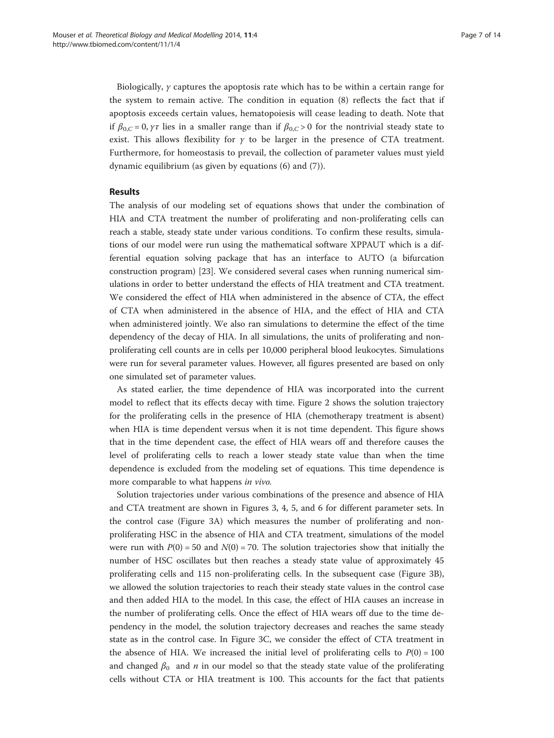Biologically, $\gamma$ captures the apoptosis rate which has to be within a certain range for the system to remain active. The condition in equation (8) reflects the fact that if apoptosis exceeds certain values, hematopoiesis will cease leading to death. Note that if $\beta_{0,C} = 0$, $\gamma\tau$ lies in a smaller range than if $\beta_{0,C} > 0$ for the nontrivial steady state to exist. This allows flexibility for $\gamma$ to be larger in the presence of CTA treatment. Furthermore, for homeostasis to prevail, the collection of parameter values must yield dynamic equilibrium (as given by equations (6) and (7)).

## Results

The analysis of our modeling set of equations shows that under the combination of HIA and CTA treatment the number of proliferating and non-proliferating cells can reach a stable, steady state under various conditions. To confirm these results, simulations of our model were run using the mathematical software XPPAUT which is a differential equation solving package that has an interface to AUTO (a bifurcation construction program) [23]. We considered several cases when running numerical simulations in order to better understand the effects of HIA treatment and CTA treatment. We considered the effect of HIA when administered in the absence of CTA, the effect of CTA when administered in the absence of HIA, and the effect of HIA and CTA when administered jointly. We also ran simulations to determine the effect of the time dependency of the decay of HIA. In all simulations, the units of proliferating and non-proliferating cell counts are in cells per 10,000 peripheral blood leukocytes. Simulations were run for several parameter values. However, all figures presented are based on only one simulated set of parameter values.

As stated earlier, the time dependence of HIA was incorporated into the current model to reflect that its effects decay with time. Figure 2 shows the solution trajectory for the proliferating cells in the presence of HIA (chemotherapy treatment is absent) when HIA is time dependent versus when it is not time dependent. This figure shows that in the time dependent case, the effect of HIA wears off and therefore causes the level of proliferating cells to reach a lower steady state value than when the time dependence is excluded from the modeling set of equations. This time dependence is more comparable to what happens *in vivo.*

Solution trajectories under various combinations of the presence and absence of HIA and CTA treatment are shown in Figures 3, 4, 5, and 6 for different parameter sets. In the control case (Figure 3A) which measures the number of proliferating and non-proliferating HSC in the absence of HIA and CTA treatment, simulations of the model were run with $P(0) = 50$ and $N(0) = 70$. The solution trajectories show that initially the number of HSC oscillates but then reaches a steady state value of approximately 45 proliferating cells and 115 non-proliferating cells. In the subsequent case (Figure 3B), we allowed the solution trajectories to reach their steady state values in the control case and then added HIA to the model. In this case, the effect of HIA causes an increase in the number of proliferating cells. Once the effect of HIA wears off due to the time dependency in the model, the solution trajectory decreases and reaches the same steady state as in the control case. In Figure 3C, we consider the effect of CTA treatment in the absence of HIA. We increased the initial level of proliferating cells to $P(0) = 100$ and changed $\beta_0$ and $n$ in our model so that the steady state value of the proliferating cells without CTA or HIA treatment is 100. This accounts for the fact that patients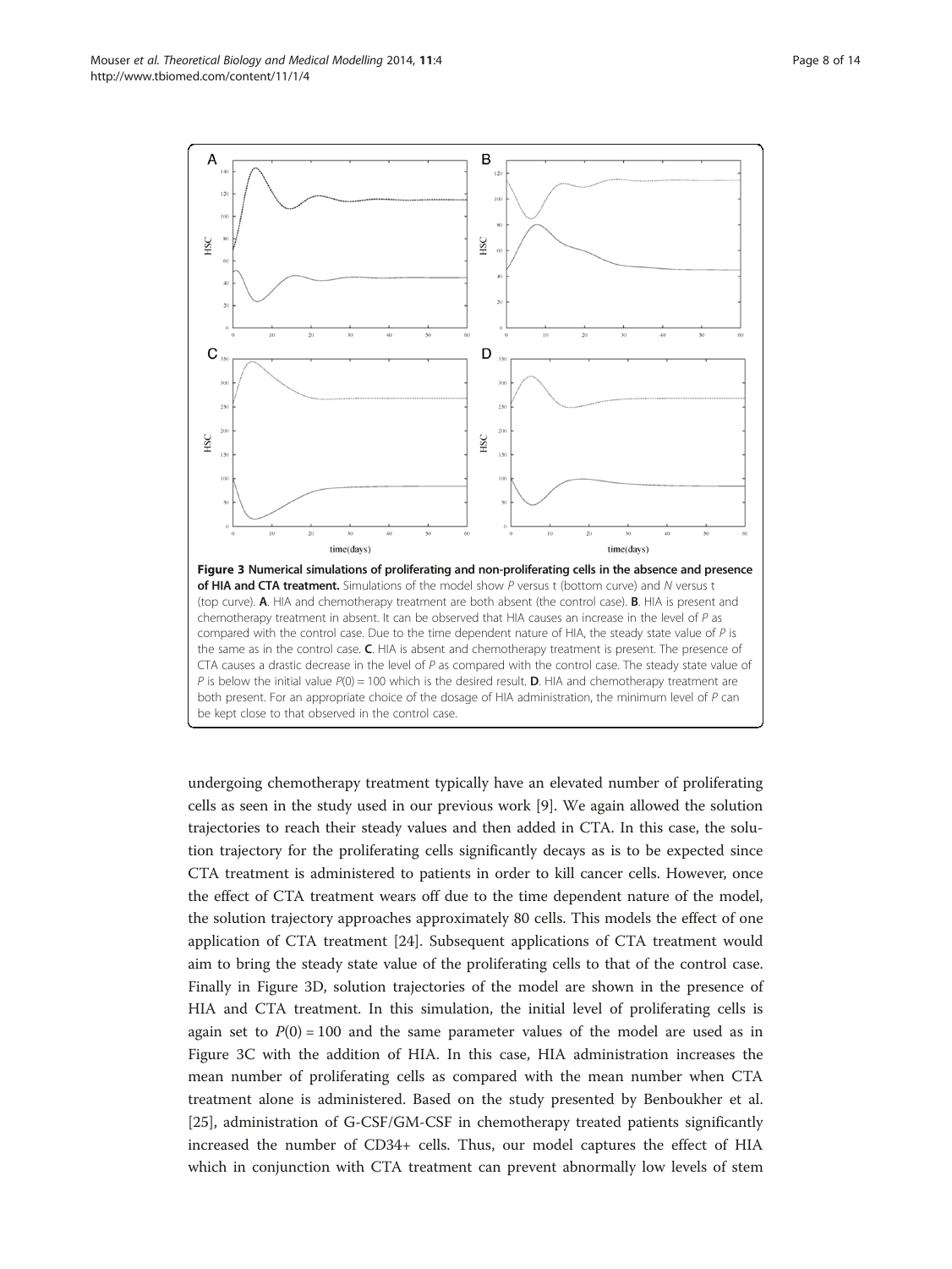**Figure 3 Numerical simulations of proliferating and non-proliferating cells in the absence and presence of HIA and CTA treatment.** Simulations of the model show $P$ versus t (bottom curve) and $N$ versus t (top curve). **A**. HIA and chemotherapy treatment are both absent (the control case). **B**. HIA is present and chemotherapy treatment in absent. It can be observed that HIA causes an increase in the level of $P$ as compared with the control case. Due to the time dependent nature of HIA, the steady state value of $P$ is the same as in the control case. **C**. HIA is absent and chemotherapy treatment is present. The presence of CTA causes a drastic decrease in the level of $P$ as compared with the control case. The steady state value of $P$ is below the initial value $P(0) = 100$ which is the desired result. **D**. HIA and chemotherapy treatment are both present. For an appropriate choice of the dosage of HIA administration, the minimum level of $P$ can be kept close to that observed in the control case.

undergoing chemotherapy treatment typically have an elevated number of proliferating cells as seen in the study used in our previous work [9]. We again allowed the solution trajectories to reach their steady values and then added in CTA. In this case, the solution trajectory for the proliferating cells significantly decays as is to be expected since CTA treatment is administered to patients in order to kill cancer cells. However, once the effect of CTA treatment wears off due to the time dependent nature of the model, the solution trajectory approaches approximately 80 cells. This models the effect of one application of CTA treatment [24]. Subsequent applications of CTA treatment would aim to bring the steady state value of the proliferating cells to that of the control case. Finally in Figure 3D, solution trajectories of the model are shown in the presence of HIA and CTA treatment. In this simulation, the initial level of proliferating cells is again set to $P(0) = 100$ and the same parameter values of the model are used as in Figure 3C with the addition of HIA. In this case, HIA administration increases the mean number of proliferating cells as compared with the mean number when CTA treatment alone is administered. Based on the study presented by Benboukher et al. [25], administration of G-CSF/GM-CSF in chemotherapy treated patients significantly increased the number of CD34+ cells. Thus, our model captures the effect of HIA which in conjunction with CTA treatment can prevent abnormally low levels of stem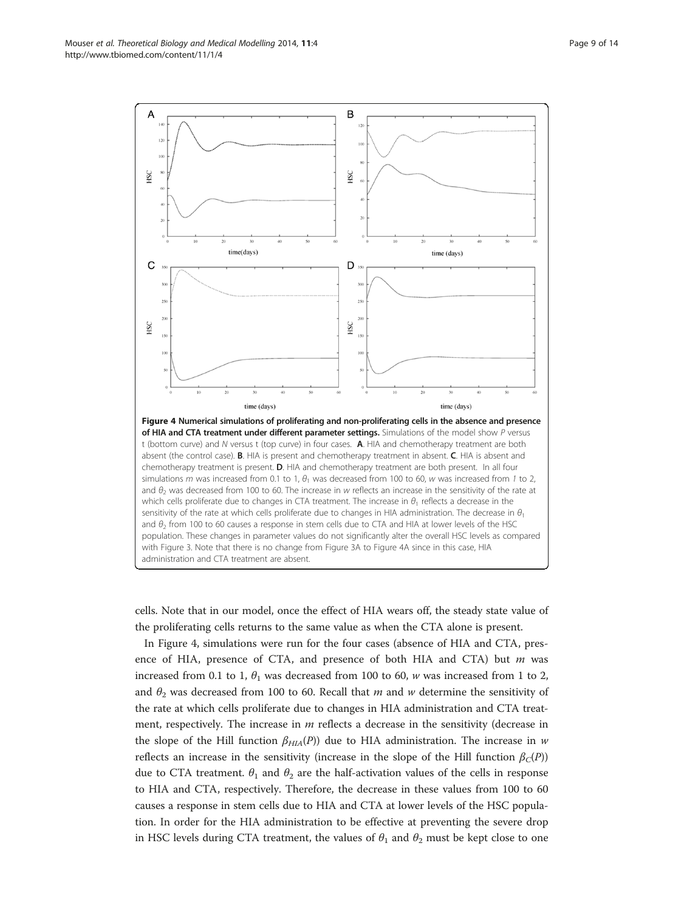**Figure 4 Numerical simulations of proliferating and non-proliferating cells in the absence and presence of HIA and CTA treatment under different parameter settings.** Simulations of the model show *P* versus t (bottom curve) and *N* versus t (top curve) in four cases. **A**. HIA and chemotherapy treatment are both absent (the control case). **B**. HIA is present and chemotherapy treatment in absent. **C**. HIA is absent and chemotherapy treatment is present. **D**. HIA and chemotherapy treatment are both present. In all four simulations *m* was increased from 0.1 to 1, $\theta_1$ was decreased from 100 to 60, *w* was increased from *1* to 2, and $\theta_2$ was decreased from 100 to 60. The increase in *w* reflects an increase in the sensitivity of the rate at which cells proliferate due to changes in CTA treatment. The increase in $\theta_1$ reflects a decrease in the sensitivity of the rate at which cells proliferate due to changes in HIA administration. The decrease in $\theta_1$ and $\theta_2$ from 100 to 60 causes a response in stem cells due to CTA and HIA at lower levels of the HSC population. These changes in parameter values do not significantly alter the overall HSC levels as compared with Figure 3. Note that there is no change from Figure 3A to Figure 4A since in this case, HIA administration and CTA treatment are absent.

cells. Note that in our model, once the effect of HIA wears off, the steady state value of the proliferating cells returns to the same value as when the CTA alone is present.

In Figure 4, simulations were run for the four cases (absence of HIA and CTA, presence of HIA, presence of CTA, and presence of both HIA and CTA) but *m* was increased from 0.1 to 1, $\theta_1$ was decreased from 100 to 60, *w* was increased from 1 to 2, and $\theta_2$ was decreased from 100 to 60. Recall that *m* and *w* determine the sensitivity of the rate at which cells proliferate due to changes in HIA administration and CTA treatment, respectively. The increase in *m* reflects a decrease in the sensitivity (decrease in the slope of the Hill function $\beta_{HIA}(P)$) due to HIA administration. The increase in *w* reflects an increase in the sensitivity (increase in the slope of the Hill function $\beta_C(P)$) due to CTA treatment. $\theta_1$ and $\theta_2$ are the half-activation values of the cells in response to HIA and CTA, respectively. Therefore, the decrease in these values from 100 to 60 causes a response in stem cells due to HIA and CTA at lower levels of the HSC population. In order for the HIA administration to be effective at preventing the severe drop in HSC levels during CTA treatment, the values of $\theta_1$ and $\theta_2$ must be kept close to one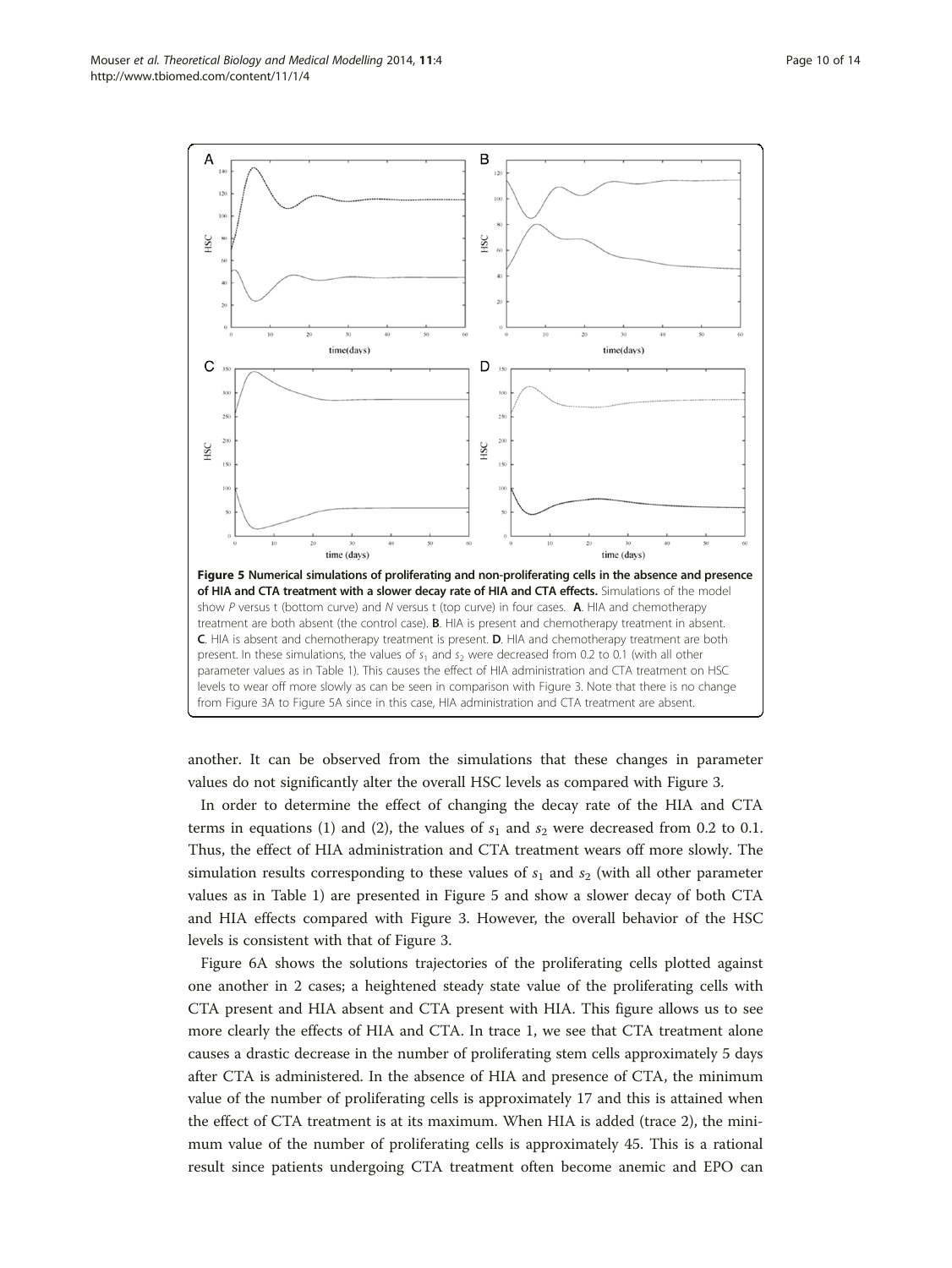**Figure 5 Numerical simulations of proliferating and non-proliferating cells in the absence and presence of HIA and CTA treatment with a slower decay rate of HIA and CTA effects.** Simulations of the model show $P$ versus t (bottom curve) and $N$ versus t (top curve) in four cases. **A**. HIA and chemotherapy treatment are both absent (the control case). **B**. HIA is present and chemotherapy treatment in absent. **C**. HIA is absent and chemotherapy treatment is present. **D**. HIA and chemotherapy treatment are both present. In these simulations, the values of $s_1$ and $s_2$ were decreased from 0.2 to 0.1 (with all other parameter values as in Table 1). This causes the effect of HIA administration and CTA treatment on HSC levels to wear off more slowly as can be seen in comparison with Figure 3. Note that there is no change from Figure 3A to Figure 5A since in this case, HIA administration and CTA treatment are absent.

another. It can be observed from the simulations that these changes in parameter values do not significantly alter the overall HSC levels as compared with Figure 3.

In order to determine the effect of changing the decay rate of the HIA and CTA terms in equations (1) and (2), the values of $s_1$ and $s_2$ were decreased from 0.2 to 0.1. Thus, the effect of HIA administration and CTA treatment wears off more slowly. The simulation results corresponding to these values of $s_1$ and $s_2$ (with all other parameter values as in Table 1) are presented in Figure 5 and show a slower decay of both CTA and HIA effects compared with Figure 3. However, the overall behavior of the HSC levels is consistent with that of Figure 3.

Figure 6A shows the solutions trajectories of the proliferating cells plotted against one another in 2 cases; a heightened steady state value of the proliferating cells with CTA present and HIA absent and CTA present with HIA. This figure allows us to see more clearly the effects of HIA and CTA. In trace 1, we see that CTA treatment alone causes a drastic decrease in the number of proliferating stem cells approximately 5 days after CTA is administered. In the absence of HIA and presence of CTA, the minimum value of the number of proliferating cells is approximately 17 and this is attained when the effect of CTA treatment is at its maximum. When HIA is added (trace 2), the minimum value of the number of proliferating cells is approximately 45. This is a rational result since patients undergoing CTA treatment often become anemic and EPO can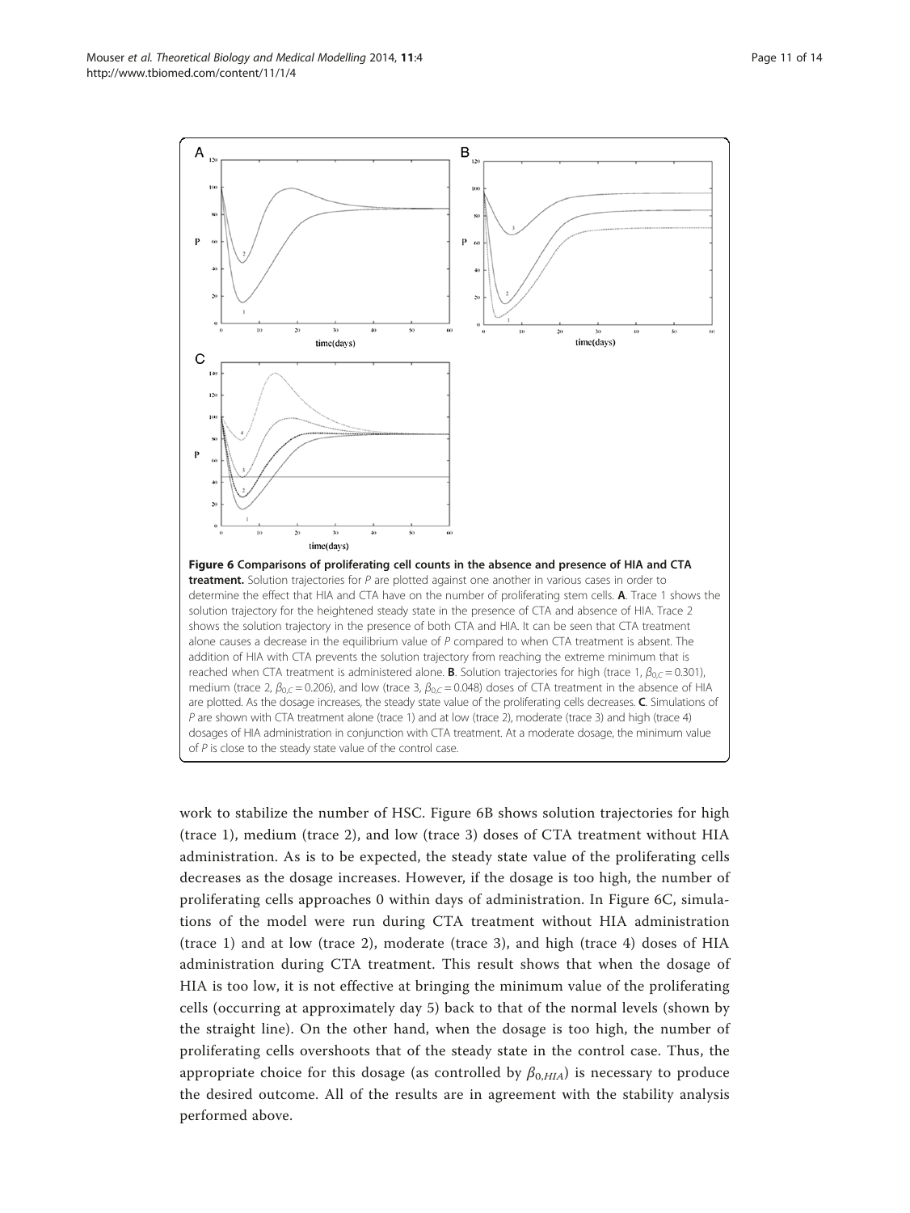**Figure 6 Comparisons of proliferating cell counts in the absence and presence of HIA and CTA treatment.** Solution trajectories for $P$ are plotted against one another in various cases in order to determine the effect that HIA and CTA have on the number of proliferating stem cells. **A**. Trace 1 shows the solution trajectory for the heightened steady state in the presence of CTA and absence of HIA. Trace 2 shows the solution trajectory in the presence of both CTA and HIA. It can be seen that CTA treatment alone causes a decrease in the equilibrium value of $P$ compared to when CTA treatment is absent. The addition of HIA with CTA prevents the solution trajectory from reaching the extreme minimum that is reached when CTA treatment is administered alone. **B**. Solution trajectories for high (trace 1, $\beta_{0,C} = 0.301$), medium (trace 2, $\beta_{0,C} = 0.206$), and low (trace 3, $\beta_{0,C} = 0.048$) doses of CTA treatment in the absence of HIA are plotted. As the dosage increases, the steady state value of the proliferating cells decreases. **C**. Simulations of $P$ are shown with CTA treatment alone (trace 1) and at low (trace 2), moderate (trace 3) and high (trace 4) dosages of HIA administration in conjunction with CTA treatment. At a moderate dosage, the minimum value of $P$ is close to the steady state value of the control case.

work to stabilize the number of HSC. Figure 6B shows solution trajectories for high (trace 1), medium (trace 2), and low (trace 3) doses of CTA treatment without HIA administration. As is to be expected, the steady state value of the proliferating cells decreases as the dosage increases. However, if the dosage is too high, the number of proliferating cells approaches 0 within days of administration. In Figure 6C, simulations of the model were run during CTA treatment without HIA administration (trace 1) and at low (trace 2), moderate (trace 3), and high (trace 4) doses of HIA administration during CTA treatment. This result shows that when the dosage of HIA is too low, it is not effective at bringing the minimum value of the proliferating cells (occurring at approximately day 5) back to that of the normal levels (shown by the straight line). On the other hand, when the dosage is too high, the number of proliferating cells overshoots that of the steady state in the control case. Thus, the appropriate choice for this dosage (as controlled by $\beta_{0,HIA}$) is necessary to produce the desired outcome. All of the results are in agreement with the stability analysis performed above.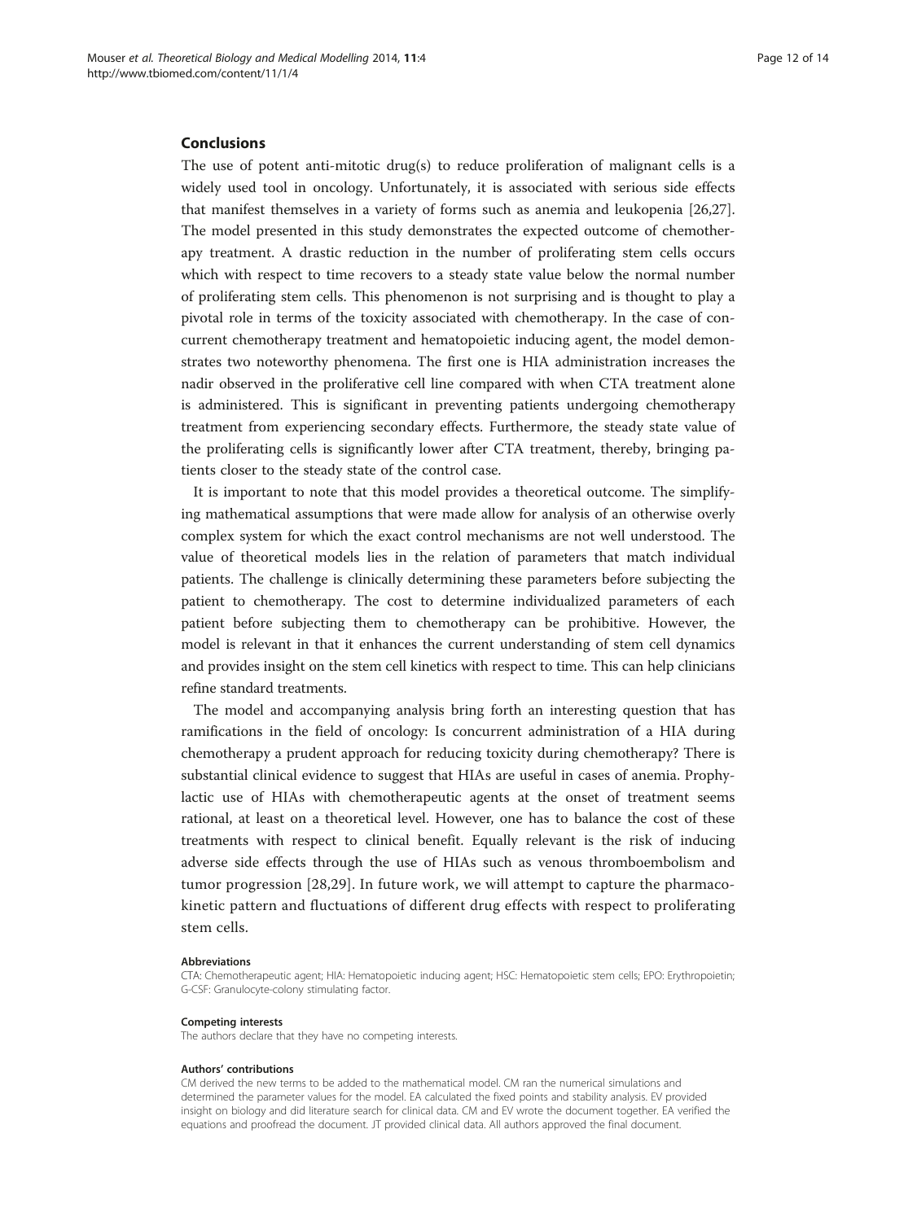## Conclusions

The use of potent anti-mitotic drug(s) to reduce proliferation of malignant cells is a widely used tool in oncology. Unfortunately, it is associated with serious side effects that manifest themselves in a variety of forms such as anemia and leukopenia [26,27]. The model presented in this study demonstrates the expected outcome of chemotherapy treatment. A drastic reduction in the number of proliferating stem cells occurs which with respect to time recovers to a steady state value below the normal number of proliferating stem cells. This phenomenon is not surprising and is thought to play a pivotal role in terms of the toxicity associated with chemotherapy. In the case of concurrent chemotherapy treatment and hematopoietic inducing agent, the model demonstrates two noteworthy phenomena. The first one is HIA administration increases the nadir observed in the proliferative cell line compared with when CTA treatment alone is administered. This is significant in preventing patients undergoing chemotherapy treatment from experiencing secondary effects. Furthermore, the steady state value of the proliferating cells is significantly lower after CTA treatment, thereby, bringing patients closer to the steady state of the control case.

It is important to note that this model provides a theoretical outcome. The simplifying mathematical assumptions that were made allow for analysis of an otherwise overly complex system for which the exact control mechanisms are not well understood. The value of theoretical models lies in the relation of parameters that match individual patients. The challenge is clinically determining these parameters before subjecting the patient to chemotherapy. The cost to determine individualized parameters of each patient before subjecting them to chemotherapy can be prohibitive. However, the model is relevant in that it enhances the current understanding of stem cell dynamics and provides insight on the stem cell kinetics with respect to time. This can help clinicians refine standard treatments.

The model and accompanying analysis bring forth an interesting question that has ramifications in the field of oncology: Is concurrent administration of a HIA during chemotherapy a prudent approach for reducing toxicity during chemotherapy? There is substantial clinical evidence to suggest that HIAs are useful in cases of anemia. Prophylactic use of HIAs with chemotherapeutic agents at the onset of treatment seems rational, at least on a theoretical level. However, one has to balance the cost of these treatments with respect to clinical benefit. Equally relevant is the risk of inducing adverse side effects through the use of HIAs such as venous thromboembolism and tumor progression [28,29]. In future work, we will attempt to capture the pharmacokinetic pattern and fluctuations of different drug effects with respect to proliferating stem cells.

#### Abbreviations

CTA: Chemotherapeutic agent; HIA: Hematopoietic inducing agent; HSC: Hematopoietic stem cells; EPO: Erythropoietin; G-CSF: Granulocyte-colony stimulating factor.

#### Competing interests

The authors declare that they have no competing interests.

#### Authors' contributions

CM derived the new terms to be added to the mathematical model. CM ran the numerical simulations and determined the parameter values for the model. EA calculated the fixed points and stability analysis. EV provided insight on biology and did literature search for clinical data. CM and EV wrote the document together. EA verified the equations and proofread the document. JT provided clinical data. All authors approved the final document.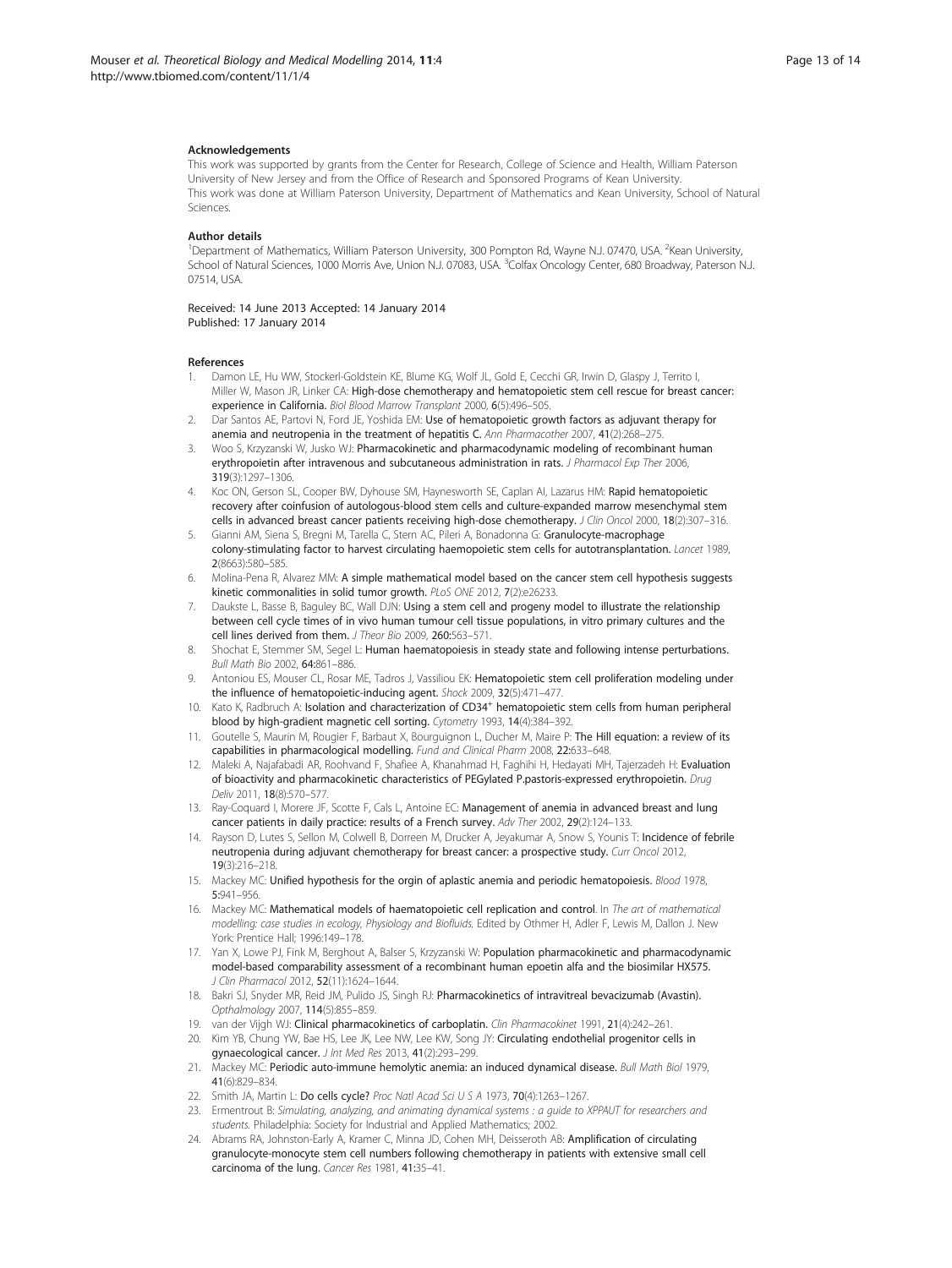### Acknowledgements

This work was supported by grants from the Center for Research, College of Science and Health, William Paterson University of New Jersey and from the Office of Research and Sponsored Programs of Kean University. This work was done at William Paterson University, Department of Mathematics and Kean University, School of Natural Sciences.

### Author details

[1]Department of Mathematics, William Paterson University, 300 Pompton Rd, Wayne N.J. 07470, USA. [2]Kean University, School of Natural Sciences, 1000 Morris Ave, Union N.J. 07083, USA. [3]Colfax Oncology Center, 680 Broadway, Paterson N.J. 07514, USA.

Received: 14 June 2013 Accepted: 14 January 2014
Published: 17 January 2014

### References

1. Damon LE, Hu WW, Stockerl-Goldstein KE, Blume KG, Wolf JL, Gold E, Cecchi GR, Irwin D, Glaspy J, Territo I, Miller W, Mason JR, Linker CA: **High-dose chemotherapy and hematopoietic stem cell rescue for breast cancer: experience in California.** *Biol Blood Marrow Transplant* 2000, **6**(5):496–505.
2. Dar Santos AE, Partovi N, Ford JE, Yoshida EM: **Use of hematopoietic growth factors as adjuvant therapy for anemia and neutropenia in the treatment of hepatitis C.** *Ann Pharmacother* 2007, **41**(2):268–275.
3. Woo S, Krzyzanski W, Jusko WJ: **Pharmacokinetic and pharmacodynamic modeling of recombinant human erythropoietin after intravenous and subcutaneous administration in rats.** *J Pharmacol Exp Ther* 2006, **319**(3):1297–1306.
4. Koc ON, Gerson SL, Cooper BW, Dyhouse SM, Haynesworth SE, Caplan AI, Lazarus HM: **Rapid hematopoietic recovery after coinfusion of autologous-blood stem cells and culture-expanded marrow mesenchymal stem cells in advanced breast cancer patients receiving high-dose chemotherapy.** *J Clin Oncol* 2000, **18**(2):307–316.
5. Gianni AM, Siena S, Bregni M, Tarella C, Stern AC, Pileri A, Bonadonna G: **Granulocyte-macrophage colony-stimulating factor to harvest circulating haemopoietic stem cells for autotransplantation.** *Lancet* 1989, **2**(8663):580–585.
6. Molina-Pena R, Alvarez MM: **A simple mathematical model based on the cancer stem cell hypothesis suggests kinetic commonalities in solid tumor growth.** *PLoS ONE* 2012, **7**(2):e26233.
7. Daukste L, Basse B, Baguley BC, Wall DJN: **Using a stem cell and progeny model to illustrate the relationship between cell cycle times of in vivo human tumour cell tissue populations, in vitro primary cultures and the cell lines derived from them.** *J Theor Bio* 2009, **260**:563–571.
8. Shochat E, Stemmer SM, Segel L: **Human haematopoiesis in steady state and following intense perturbations.** *Bull Math Bio* 2002, **64**:861–886.
9. Antoniou ES, Mouser CL, Rosar ME, Tadros J, Vassiliou EK: **Hematopoietic stem cell proliferation modeling under the influence of hematopoietic-inducing agent.** *Shock* 2009, **32**(5):471–477.
10. Kato K, Radbruch A: **Isolation and characterization of CD34$^+$ hematopoietic stem cells from human peripheral blood by high-gradient magnetic cell sorting.** *Cytometry* 1993, **14**(4):384–392.
11. Goutelle S, Maurin M, Rougier F, Barbaut X, Bourguignon L, Ducher M, Maire P: **The Hill equation: a review of its capabilities in pharmacological modelling.** *Fund and Clinical Pharm* 2008, **22**:633–648.
12. Maleki A, Najafabadi AR, Roohvand F, Shafiee A, Khanahmad H, Faghihi H, Hedayati MH, Tajerzadeh H: **Evaluation of bioactivity and pharmacokinetic characteristics of PEGylated P.pastoris-expressed erythropoietin.** *Drug Deliv* 2011, **18**(8):570–577.
13. Ray-Coquard I, Morere JF, Scotte F, Cals L, Antoine EC: **Management of anemia in advanced breast and lung cancer patients in daily practice: results of a French survey.** *Adv Ther* 2002, **29**(2):124–133.
14. Rayson D, Lutes S, Sellon M, Colwell B, Dorreen M, Drucker A, Jeyakumar A, Snow S, Younis T: **Incidence of febrile neutropenia during adjuvant chemotherapy for breast cancer: a prospective study.** *Curr Oncol* 2012, **19**(3):216–218.
15. Mackey MC: **Unified hypothesis for the orgin of aplastic anemia and periodic hematopoiesis.** *Blood* 1978, **5**:941–956.
16. Mackey MC: **Mathematical models of haematopoietic cell replication and control**. In *The art of mathematical modelling: case studies in ecology, Physiology and Biofluids.* Edited by Othmer H, Adler F, Lewis M, Dallon J. New York: Prentice Hall; 1996:149–178.
17. Yan X, Lowe PJ, Fink M, Berghout A, Balser S, Krzyzanski W: **Population pharmacokinetic and pharmacodynamic model-based comparability assessment of a recombinant human epoetin alfa and the biosimilar HX575.** *J Clin Pharmacol* 2012, **52**(11):1624–1644.
18. Bakri SJ, Snyder MR, Reid JM, Pulido JS, Singh RJ: **Pharmacokinetics of intravitreal bevacizumab (Avastin).** *Opthalmology* 2007, **114**(5):855–859.
19. van der Vijgh WJ: **Clinical pharmacokinetics of carboplatin.** *Clin Pharmacokinet* 1991, **21**(4):242–261.
20. Kim YB, Chung YW, Bae HS, Lee JK, Lee NW, Lee KW, Song JY: **Circulating endothelial progenitor cells in gynaecological cancer.** *J Int Med Res* 2013, **41**(2):293–299.
21. Mackey MC: **Periodic auto-immune hemolytic anemia: an induced dynamical disease.** *Bull Math Biol* 1979, **41**(6):829–834.
22. Smith JA, Martin L: **Do cells cycle?** *Proc Natl Acad Sci U S A* 1973, **70**(4):1263–1267.
23. Ermentrout B: *Simulating, analyzing, and animating dynamical systems : a guide to XPPAUT for researchers and students.* Philadelphia: Society for Industrial and Applied Mathematics; 2002.
24. Abrams RA, Johnston-Early A, Kramer C, Minna JD, Cohen MH, Deisseroth AB: **Amplification of circulating granulocyte-monocyte stem cell numbers following chemotherapy in patients with extensive small cell carcinoma of the lung.** *Cancer Res* 1981, **41**:35–41.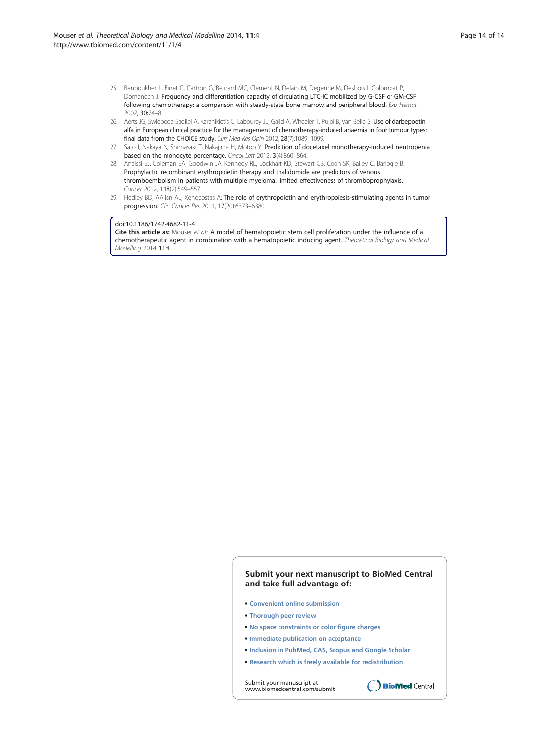25. Benboukher L, Binet C, Cartron G, Bernard MC, Clement N, Delain M, Degenne M, Desbois I, Colombat P, Domenech J: **Frequency and differentiation capacity of circulating LTC-IC mobilized by G-CSF or GM-CSF following chemotherapy: a comparison with steady-state bone marrow and peripheral blood.** *Exp Hemat.* 2002, **30:**74–81.
26. Aerts JG, Swieboda-Sadliej A, Karanikiotis C, Labourey JL, Galid A, Wheeler T, Pujol B, Van Belle S: **Use of darbepoetin alfa in European clinical practice for the management of chemotherapy-induced anaemia in four tumour types: final data from the CHOICE study.** *Curr Med Res Opin* 2012, **28**(7):1089–1099.
27. Sato I, Nakaya N, Shimasaki T, Nakajima H, Motoo Y: **Prediction of docetaxel monotherapy-induced neutropenia based on the monocyte percentage.** *Oncol Lett* 2012, **3**(4):860–864.
28. Anaissi EJ, Coleman EA, Goodwin JA, Kennedy RL, Lockhart KD, Stewart CB, Coon SK, Bailey C, Barlogie B: **Prophylactic recombinant erythropoietin therapy and thalidomide are predictors of venous thromboembolism in patients with multiple myeloma: limited effectiveness of thromboprophylaxis.** *Cancer* 2012, **118**(2):549–557.
29. Hedley BD, AAllan AL, Xenocostas A: **The role of erythropoietin and erythropoiesis-stimulating agents in tumor progression.** *Clin Cancer Res* 2011, **17**(20):6373–6380.

doi:10.1186/1742-4682-11-4

**Cite this article as:** Mouser *et al.*: A model of hematopoietic stem cell proliferation under the influence of a chemotherapeutic agent in combination with a hematopoietic inducing agent. *Theoretical Biology and Medical Modelling* 2014 **11**:4.

**Submit your next manuscript to BioMed Central and take full advantage of:**

- **Convenient online submission**
- **Thorough peer review**
- **No space constraints or color figure charges**
- **Immediate publication on acceptance**
- **Inclusion in PubMed, CAS, Scopus and Google Scholar**
- **Research which is freely available for redistribution**

Submit your manuscript at
www.biomedcentral.com/submit

BioMed Central